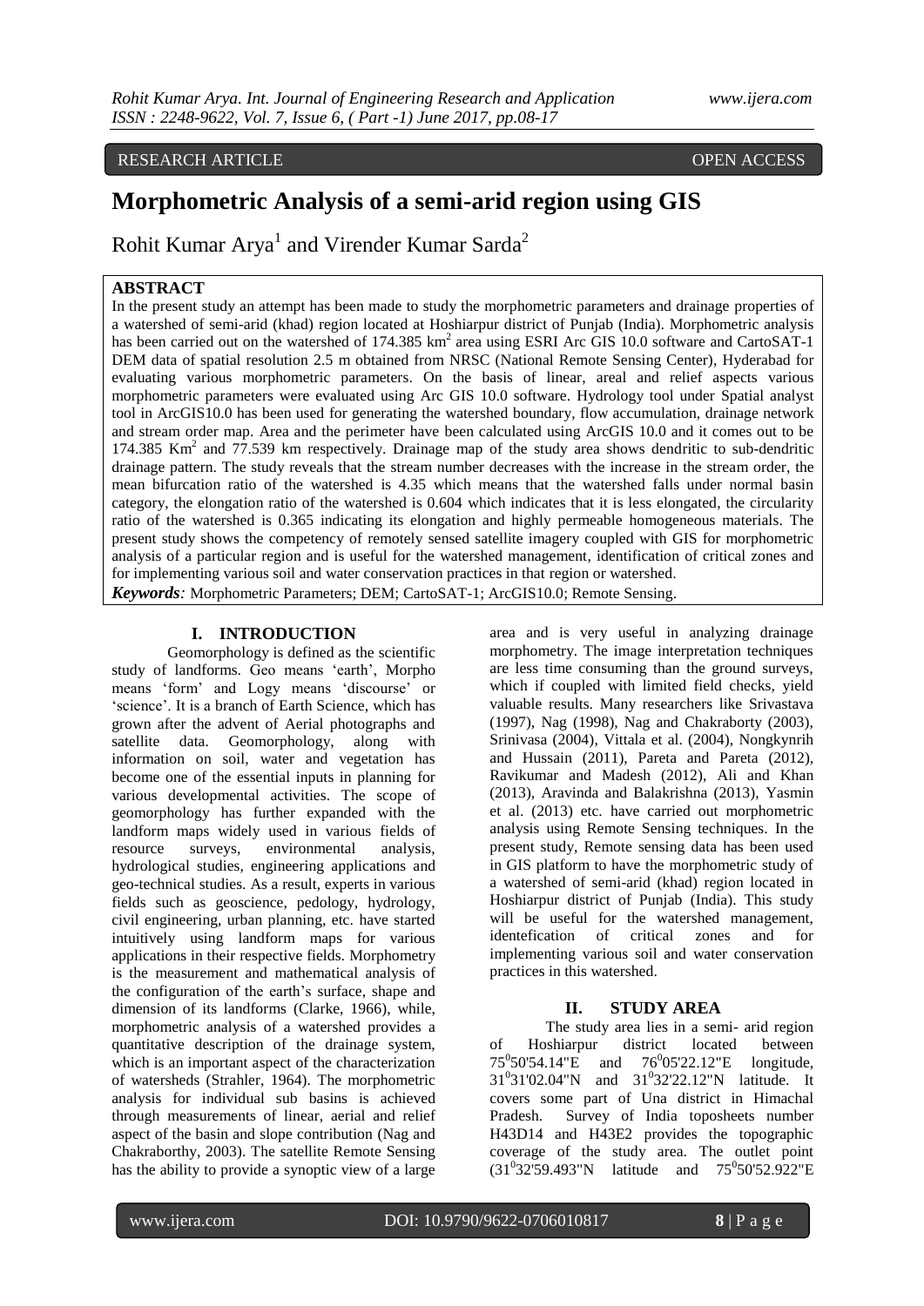RESEARCH ARTICLE OPEN ACCESS

# Morphometric Analysis of a semi-arid region using GIS

Rohit Kumar Arya[1] and Virender Kumar Sarda[2]

## ABSTRACT

In the present study an attempt has been made to study the morphometric parameters and drainage properties of a watershed of semi-arid (khad) region located at Hoshiarpur district of Punjab (India). Morphometric analysis has been carried out on the watershed of 174.385 km$^2$ area using ESRI Arc GIS 10.0 software and CartoSAT-1 DEM data of spatial resolution 2.5 m obtained from NRSC (National Remote Sensing Center), Hyderabad for evaluating various morphometric parameters. On the basis of linear, areal and relief aspects various morphometric parameters were evaluated using Arc GIS 10.0 software. Hydrology tool under Spatial analyst tool in ArcGIS10.0 has been used for generating the watershed boundary, flow accumulation, drainage network and stream order map. Area and the perimeter have been calculated using ArcGIS 10.0 and it comes out to be 174.385 Km$^2$ and 77.539 km respectively. Drainage map of the study area shows dendritic to sub-dendritic drainage pattern. The study reveals that the stream number decreases with the increase in the stream order, the mean bifurcation ratio of the watershed is 4.35 which means that the watershed falls under normal basin category, the elongation ratio of the watershed is 0.604 which indicates that it is less elongated, the circularity ratio of the watershed is 0.365 indicating its elongation and highly permeable homogeneous materials. The present study shows the competency of remotely sensed satellite imagery coupled with GIS for morphometric analysis of a particular region and is useful for the watershed management, identification of critical zones and for implementing various soil and water conservation practices in that region or watershed.

***Keywords**:* Morphometric Parameters; DEM; CartoSAT-1; ArcGIS10.0; Remote Sensing.

## I. INTRODUCTION

Geomorphology is defined as the scientific study of landforms. Geo means 'earth', Morpho means 'form' and Logy means 'discourse' or 'science'. It is a branch of Earth Science, which has grown after the advent of Aerial photographs and satellite data. Geomorphology, along with information on soil, water and vegetation has become one of the essential inputs in planning for various developmental activities. The scope of geomorphology has further expanded with the landform maps widely used in various fields of resource surveys, environmental analysis, hydrological studies, engineering applications and geo-technical studies. As a result, experts in various fields such as geoscience, pedology, hydrology, civil engineering, urban planning, etc. have started intuitively using landform maps for various applications in their respective fields. Morphometry is the measurement and mathematical analysis of the configuration of the earth's surface, shape and dimension of its landforms (Clarke, 1966), while, morphometric analysis of a watershed provides a quantitative description of the drainage system, which is an important aspect of the characterization of watersheds (Strahler, 1964). The morphometric analysis for individual sub basins is achieved through measurements of linear, aerial and relief aspect of the basin and slope contribution (Nag and Chakraborthy, 2003). The satellite Remote Sensing has the ability to provide a synoptic view of a large area and is very useful in analyzing drainage morphometry. The image interpretation techniques are less time consuming than the ground surveys, which if coupled with limited field checks, yield valuable results. Many researchers like Srivastava (1997), Nag (1998), Nag and Chakraborty (2003), Srinivasa (2004), Vittala et al. (2004), Nongkynrih and Hussain (2011), Pareta and Pareta (2012), Ravikumar and Madesh (2012), Ali and Khan (2013), Aravinda and Balakrishna (2013), Yasmin et al. (2013) etc. have carried out morphometric analysis using Remote Sensing techniques. In the present study, Remote sensing data has been used in GIS platform to have the morphometric study of a watershed of semi-arid (khad) region located in Hoshiarpur district of Punjab (India). This study will be useful for the watershed management, identefication of critical zones and for implementing various soil and water conservation practices in this watershed.

## II. STUDY AREA

The study area lies in a semi- arid region of Hoshiarpur district located between 75$^0$50'54.14"E and 76$^0$05'22.12"E longitude, 31$^0$31'02.04"N and 31$^0$32'22.12"N latitude. It covers some part of Una district in Himachal Pradesh. Survey of India toposheets number H43D14 and H43E2 provides the topographic coverage of the study area. The outlet point (31$^0$32'59.493"N latitude and 75$^0$50'52.922"E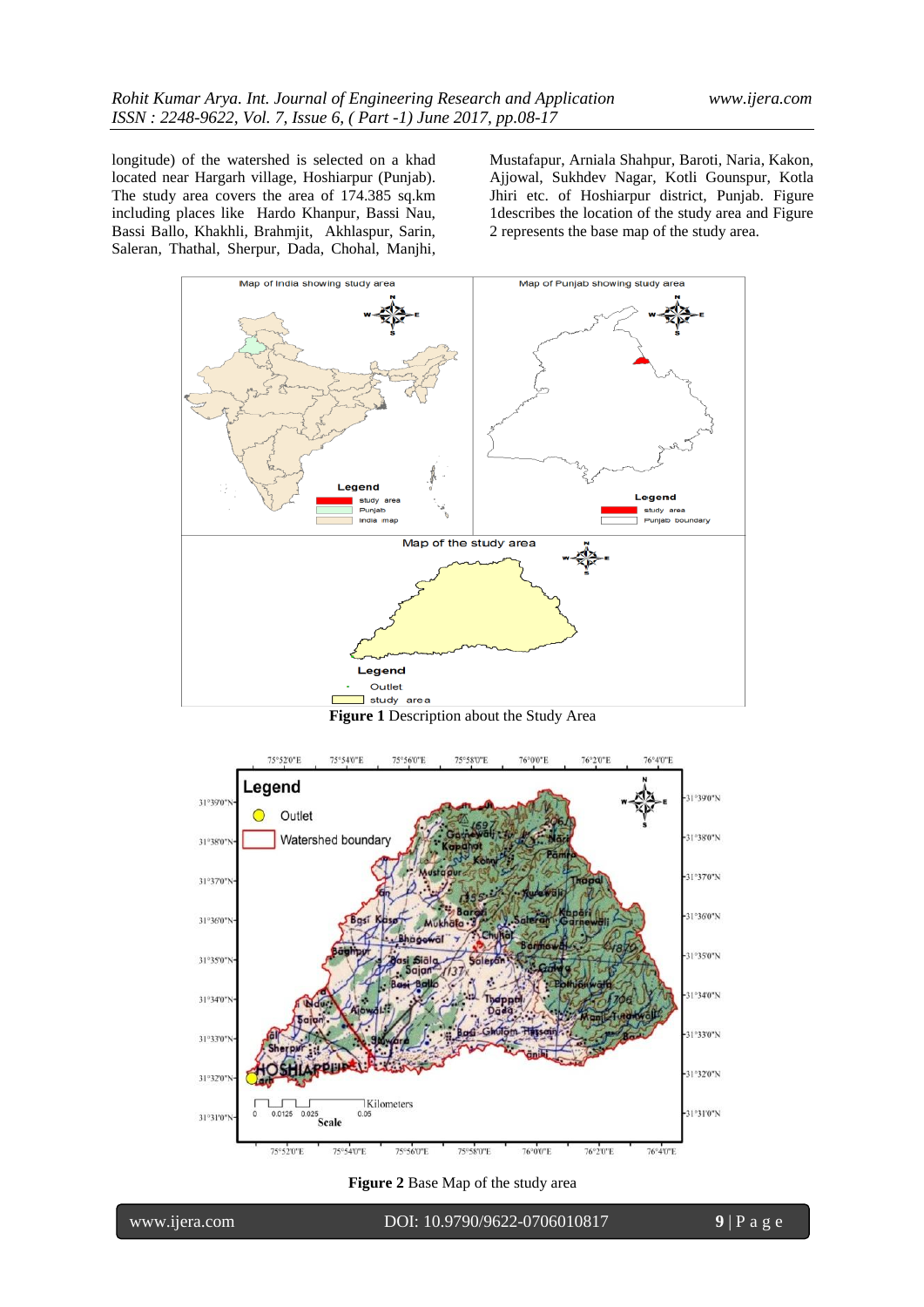longitude) of the watershed is selected on a khad located near Hargarh village, Hoshiarpur (Punjab). The study area covers the area of 174.385 sq.km including places like Hardo Khanpur, Bassi Nau, Bassi Ballo, Khakhli, Brahmjit, Akhlaspur, Sarin, Saleran, Thathal, Sherpur, Dada, Chohal, Manjhi, Mustafapur, Arniala Shahpur, Baroti, Naria, Kakon, Ajjowal, Sukhdev Nagar, Kotli Gounspur, Kotla Jhiri etc. of Hoshiarpur district, Punjab. Figure 1describes the location of the study area and Figure 2 represents the base map of the study area.

Map of India showing study area

Legend
study area
Punjab
India map

Map of Punjab showing study area

Legend
study area
Punjab boundary

Map of the study area

Legend
Outlet
study area

**Figure 1** Description about the Study Area

75°52'0"E 75°54'0"E 75°56'0"E 75°58'0"E 76°0'0"E 76°2'0"E 76°4'0"E

31°39'0"N 31°38'0"N 31°37'0"N 31°36'0"N 31°35'0"N 31°34'0"N 31°33'0"N 31°32'0"N 31°31'0"N

Legend
Outlet
Watershed boundary

Kilometers
0 0.0125 0.025 0.05
Scale

**Figure 2** Base Map of the study area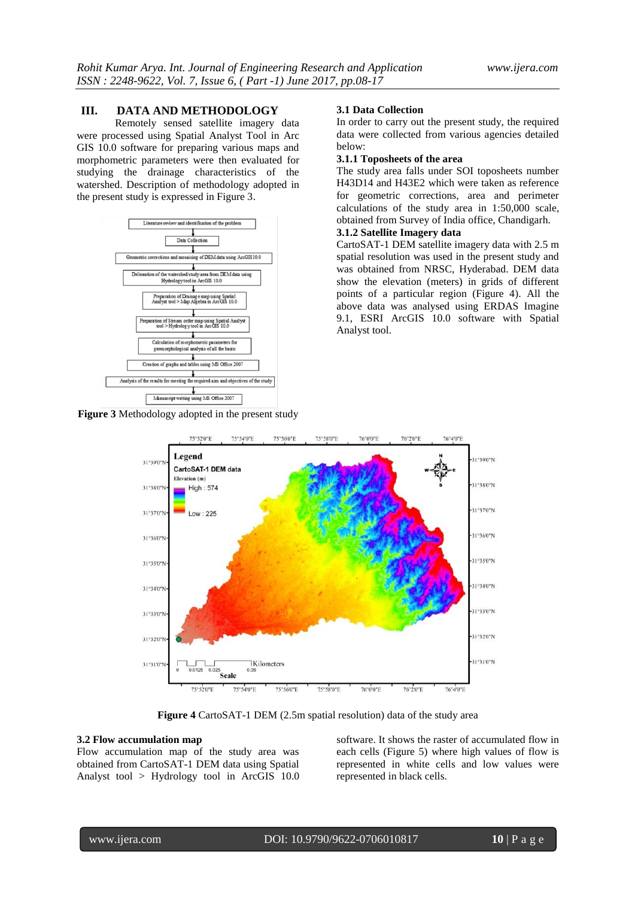## III. DATA AND METHODOLOGY

Remotely sensed satellite imagery data were processed using Spatial Analyst Tool in Arc GIS 10.0 software for preparing various maps and morphometric parameters were then evaluated for studying the drainage characteristics of the watershed. Description of methodology adopted in the present study is expressed in Figure 3.

Literature review and identification of the problem
↓
Data Collection
↓
Geometric corrections and mosaicing of DEM data using ArcGIS 10.0
↓
Delineation of the watershed/study area from DEM data using Hydrology tool in ArcGIS 10.0
↓
Preparation of Drainage map using Spatial Analyst tool > Map Algebra in ArcGIS 10.0
↓
Preparation of Stream order map using Spatial Analyst tool > Hydrology tool in ArcGIS 10.0
↓
Calculation of morphometric parameters for geomorphological analysis of all the basin
↓
Creation of graphs and tables using MS Office 2007
↓
Analysis of the results for meeting the required aim and objectives of the study
↓
Manuscript writing using MS Office 2007

**Figure 3** Methodology adopted in the present study

### 3.1 Data Collection

In order to carry out the present study, the required data were collected from various agencies detailed below:

#### 3.1.1 Toposheets of the area

The study area falls under SOI toposheets number H43D14 and H43E2 which were taken as reference for geometric corrections, area and perimeter calculations of the study area in 1:50,000 scale, obtained from Survey of India office, Chandigarh.

#### 3.1.2 Satellite Imagery data

CartoSAT-1 DEM satellite imagery data with 2.5 m spatial resolution was used in the present study and was obtained from NRSC, Hyderabad. DEM data show the elevation (meters) in grids of different points of a particular region (Figure 4). All the above data was analysed using ERDAS Imagine 9.1, ESRI ArcGIS 10.0 software with Spatial Analyst tool.

**Figure 4** CartoSAT-1 DEM (2.5m spatial resolution) data of the study area

### 3.2 Flow accumulation map

Flow accumulation map of the study area was obtained from CartoSAT-1 DEM data using Spatial Analyst tool > Hydrology tool in ArcGIS 10.0 software. It shows the raster of accumulated flow in each cells (Figure 5) where high values of flow is represented in white cells and low values were represented in black cells.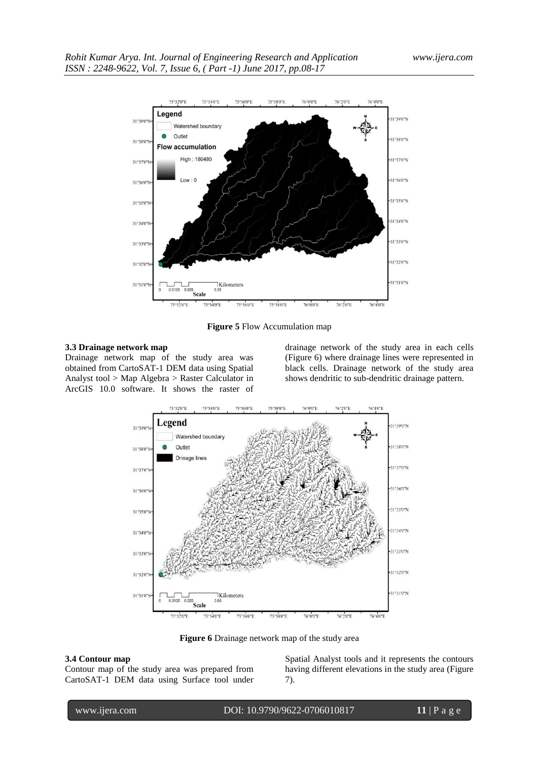75°52'0"E 75°54'0"E 75°56'0"E 75°58'0"E 76°0'0"E 76°2'0"E 76°4'0"E

31°39'0"N 31°38'0"N 31°37'0"N 31°36'0"N 31°35'0"N 31°34'0"N 31°33'0"N 31°32'0"N 31°31'0"N

Legend

Watershed boundary

Outlet

Flow accumulation

High : 180480

Low : 0

0 0.0125 0.025 0.05 Kilometers

Scale

**Figure 5** Flow Accumulation map

### 3.3 Drainage network map

Drainage network map of the study area was obtained from CartoSAT-1 DEM data using Spatial Analyst tool > Map Algebra > Raster Calculator in ArcGIS 10.0 software. It shows the raster of drainage network of the study area in each cells (Figure 6) where drainage lines were represented in black cells. Drainage network of the study area shows dendritic to sub-dendritic drainage pattern.

75°52'0"E 75°54'0"E 75°56'0"E 75°58'0"E 76°0'0"E 76°2'0"E 76°4'0"E

31°39'0"N 31°38'0"N 31°37'0"N 31°36'0"N 31°35'0"N 31°34'0"N 31°33'0"N 31°32'0"N 31°31'0"N

Legend

Watershed boundary

Outlet

Drinage lines

0 0.0125 0.025 0.05 Kilometers

Scale

**Figure 6** Drainage network map of the study area

### 3.4 Contour map

Contour map of the study area was prepared from CartoSAT-1 DEM data using Surface tool under Spatial Analyst tools and it represents the contours having different elevations in the study area (Figure 7).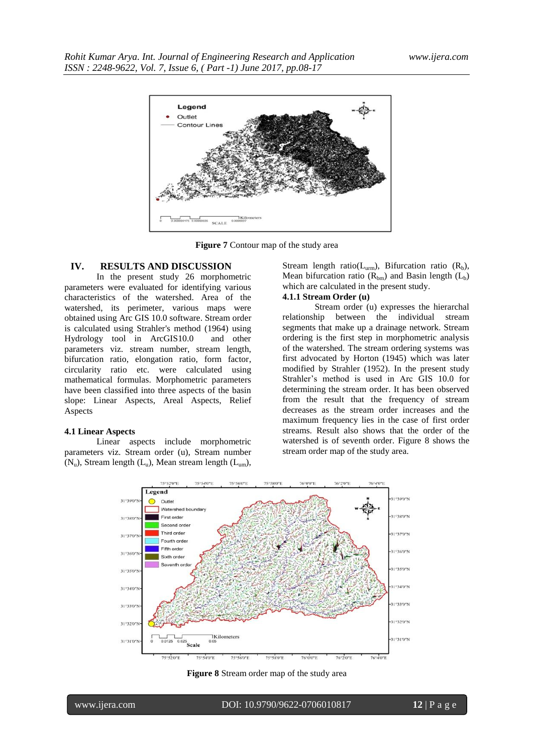Figure 7 Contour map of the study area

## IV. RESULTS AND DISCUSSION

In the present study 26 morphometric parameters were evaluated for identifying various characteristics of the watershed. Area of the watershed, its perimeter, various maps were obtained using Arc GIS 10.0 software. Stream order is calculated using Strahler's method (1964) using Hydrology tool in ArcGIS10.0 and other parameters viz. stream number, stream length, bifurcation ratio, elongation ratio, form factor, circularity ratio etc. were calculated using mathematical formulas. Morphometric parameters have been classified into three aspects of the basin slope: Linear Aspects, Areal Aspects, Relief Aspects

### 4.1 Linear Aspects

Linear aspects include morphometric parameters viz. Stream order (u), Stream number ($N_u$), Stream length ($L_u$), Mean stream length ($L_{um}$), Stream length ratio($L_{urm}$), Bifurcation ratio ($R_b$), Mean bifurcation ratio ($R_{bm}$) and Basin length ($L_b$) which are calculated in the present study.

#### 4.1.1 Stream Order (u)

Stream order (u) expresses the hierarchal relationship between the individual stream segments that make up a drainage network. Stream ordering is the first step in morphometric analysis of the watershed. The stream ordering systems was first advocated by Horton (1945) which was later modified by Strahler (1952). In the present study Strahler's method is used in Arc GIS 10.0 for determining the stream order. It has been observed from the result that the frequency of stream decreases as the stream order increases and the maximum frequency lies in the case of first order streams. Result also shows that the order of the watershed is of seventh order. Figure 8 shows the stream order map of the study area.

Figure 8 Stream order map of the study area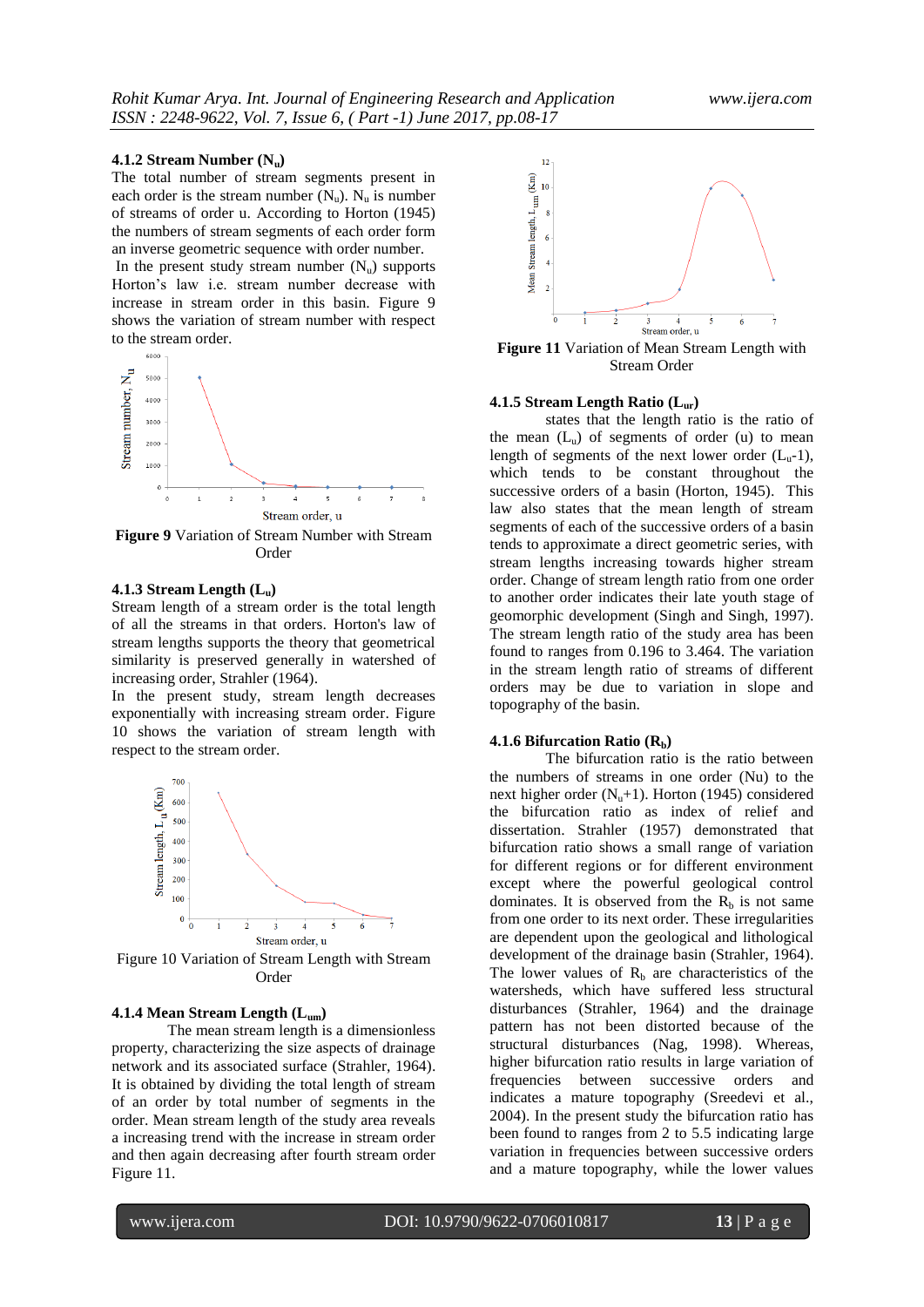#### 4.1.2 Stream Number ($N_u$)

The total number of stream segments present in each order is the stream number ($N_u$). $N_u$ is number of streams of order u. According to Horton (1945) the numbers of stream segments of each order form an inverse geometric sequence with order number.

In the present study stream number ($N_u$) supports Horton's law i.e. stream number decrease with increase in stream order in this basin. Figure 9 shows the variation of stream number with respect to the stream order.

Stream number, $N_u$

6000
5000
4000
3000
2000
1000
0

0 1 2 3 4 5 6 7 8

Stream order, u

**Figure 9** Variation of Stream Number with Stream Order

#### 4.1.3 Stream Length ($L_u$)

Stream length of a stream order is the total length of all the streams in that orders. Horton's law of stream lengths supports the theory that geometrical similarity is preserved generally in watershed of increasing order, Strahler (1964).

In the present study, stream length decreases exponentially with increasing stream order. Figure 10 shows the variation of stream length with respect to the stream order.

Stream length, $L_u$ (Km)

700
600
500
400
300
200
100
0

0 1 2 3 4 5 6 7

Stream order, u

Figure 10 Variation of Stream Length with Stream Order

#### 4.1.4 Mean Stream Length ($L_{um}$)

The mean stream length is a dimensionless property, characterizing the size aspects of drainage network and its associated surface (Strahler, 1964). It is obtained by dividing the total length of stream of an order by total number of segments in the order. Mean stream length of the study area reveals a increasing trend with the increase in stream order and then again decreasing after fourth stream order Figure 11.

Mean Stream length, $L_{um}$ (Km)

12
10
8
6
4
2
0

0 1 2 3 4 5 6 7

Stream order, u

**Figure 11** Variation of Mean Stream Length with Stream Order

#### 4.1.5 Stream Length Ratio ($L_{ur}$)

states that the length ratio is the ratio of the mean ($L_u$) of segments of order (u) to mean length of segments of the next lower order ($L_u$-1), which tends to constant throughout the successive orders of a basin (Horton, 1945). This law also states that the mean length of stream segments of each of the successive orders of a basin tends to approximate a direct geometric series, with stream lengths increasing towards higher stream order. Change of stream length ratio from one order to another order indicates their late youth stage of geomorphic development (Singh and Singh, 1997). The stream length ratio of the study area has been found to ranges from 0.196 to 3.464. The variation in the stream length ratio of streams of different orders may be due to variation in slope and topography of the basin.

#### 4.1.6 Bifurcation Ratio ($R_b$)

The bifurcation ratio is the ratio between the numbers of streams in one order (Nu) to the next higher order ($N_u$+1). Horton (1945) considered the bifurcation ratio as index of relief and dissertation. Strahler (1957) demonstrated that bifurcation ratio shows a small range of variation for different regions or for different environment except where the powerful geological control dominates. It is observed from the $R_b$ is not same from one order to its next order. These irregularities are dependent upon the geological and lithological development of the drainage basin (Strahler, 1964). The lower values of $R_b$ are characteristics of the watersheds, which have suffered less structural disturbances (Strahler, 1964) and the drainage pattern has not been distorted because of the structural disturbances (Nag, 1998). Whereas, higher bifurcation ratio results in large variation of frequencies between successive orders and indicates a mature topography (Sreedevi et al., 2004). In the present study the bifurcation ratio has been found to ranges from 2 to 5.5 indicating large variation in frequencies between successive orders and a mature topography, while the lower values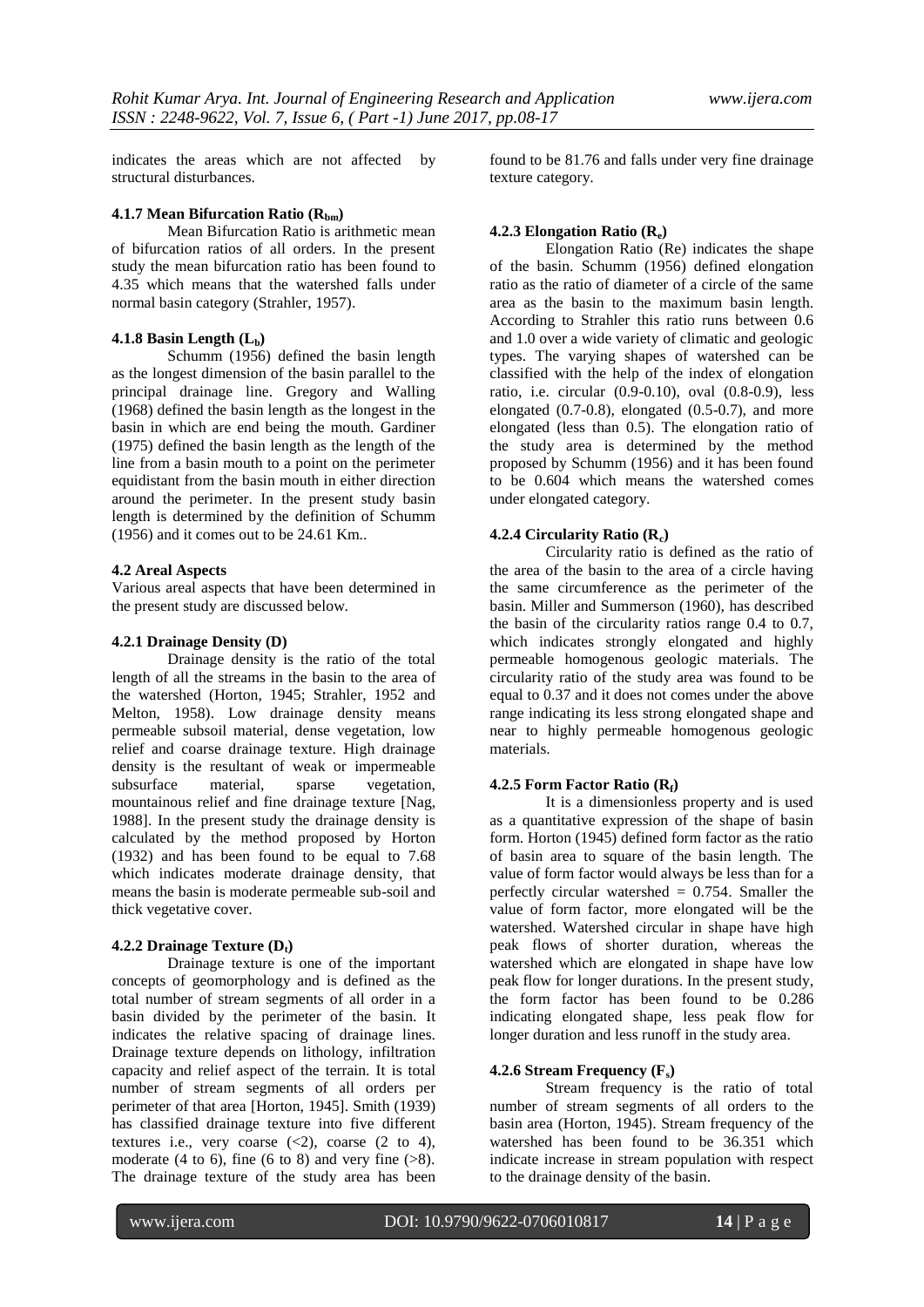indicates the areas which are not affected by structural disturbances.

#### 4.1.7 Mean Bifurcation Ratio ($R_{bm}$)

Mean Bifurcation Ratio is arithmetic mean of bifurcation ratios of all orders. In the present study the mean bifurcation ratio has been found to 4.35 which means that the watershed falls under normal basin category (Strahler, 1957).

#### 4.1.8 Basin Length ($L_b$)

Schumm (1956) defined the basin length as the longest dimension of the basin parallel to the principal drainage line. Gregory and Walling (1968) defined the basin length as the longest in the basin in which are end being the mouth. Gardiner (1975) defined the basin length as the length of the line from a basin mouth to a point on the perimeter equidistant from the basin mouth in either direction around the perimeter. In the present study basin length is determined by the definition of Schumm (1956) and it comes out to be 24.61 Km..

### 4.2 Areal Aspects

Various areal aspects that have been determined in the present study are discussed below.

#### 4.2.1 Drainage Density (D)

Drainage density is the ratio of the total length of all the streams in the basin to the area of the watershed (Horton, 1945; Strahler, 1952 and Melton, 1958). Low drainage density means permeable subsoil material, dense vegetation, low relief and coarse drainage texture. High drainage density is the resultant of weak or impermeable subsurface material, sparse vegetation, mountainous relief and fine drainage texture [Nag, 1988]. In the present study the drainage density is calculated by the method proposed by Horton (1932) and has been found to be equal to 7.68 which indicates moderate drainage density, that means the basin is moderate permeable sub-soil and thick vegetative cover.

#### 4.2.2 Drainage Texture ($D_t$)

Drainage texture is one of the important concepts of geomorphology and is defined as the total number of stream segments of all order in a basin divided by the perimeter of the basin. It indicates the relative spacing of drainage lines. Drainage texture depends on lithology, infiltration capacity and relief aspect of the terrain. It is total number of stream segments of all orders per perimeter of that area [Horton, 1945]. Smith (1939) has classified drainage texture into five different textures i.e., very coarse (<2), coarse (2 to 4), moderate (4 to 6), fine (6 to 8) and very fine (>8). The drainage texture of the study area has been found to be 81.76 and falls under very fine drainage texture category.

#### 4.2.3 Elongation Ratio ($R_e$)

Elongation Ratio (Re) indicates the shape of the basin. Schumm (1956) defined elongation ratio as the ratio of diameter of a circle of the same area as the basin to the maximum basin length. According to Strahler this ratio runs between 0.6 and 1.0 over a wide variety of climatic and geologic types. The varying shapes of watershed can be classified with the help of the index of elongation ratio, i.e. circular (0.9-0.10), oval (0.8-0.9), less elongated (0.7-0.8), elongated (0.5-0.7), and more elongated (less than 0.5). The elongation ratio of the study area is determined by the method proposed by Schumm (1956) and it has been found to be 0.604 which means the watershed comes under elongated category.

#### 4.2.4 Circularity Ratio ($R_c$)

Circularity ratio is defined as the ratio of the area of the basin to the area of a circle having the same circumference as the perimeter of the basin. Miller and Summerson (1960), has described the basin of the circularity ratios range 0.4 to 0.7, which indicates strongly elongated and highly permeable homogenous geologic materials. The circularity ratio of the study area was found to be equal to 0.37 and it does not comes under the above range indicating its less strong elongated shape and near to highly permeable homogenous geologic materials.

#### 4.2.5 Form Factor Ratio ($R_f$)

It is a dimensionless property and is used as a quantitative expression of the shape of basin form. Horton (1945) defined form factor as the ratio of basin area to square of the basin length. The value of form factor would always be less than for a perfectly circular watershed = 0.754. Smaller the value of form factor, more elongated will be the watershed. Watershed circular in shape have high peak flows of shorter duration, whereas the watershed which are elongated in shape have low peak flow for longer durations. In the present study, the form factor has been found to be 0.286 indicating elongated shape, less peak flow for longer duration and less runoff in the study area.

#### 4.2.6 Stream Frequency ($F_s$)

Stream frequency is the ratio of total number of stream segments of all orders to the basin area (Horton, 1945). Stream frequency of the watershed has been found to be 36.351 which indicate increase in stream population with respect to the drainage density of the basin.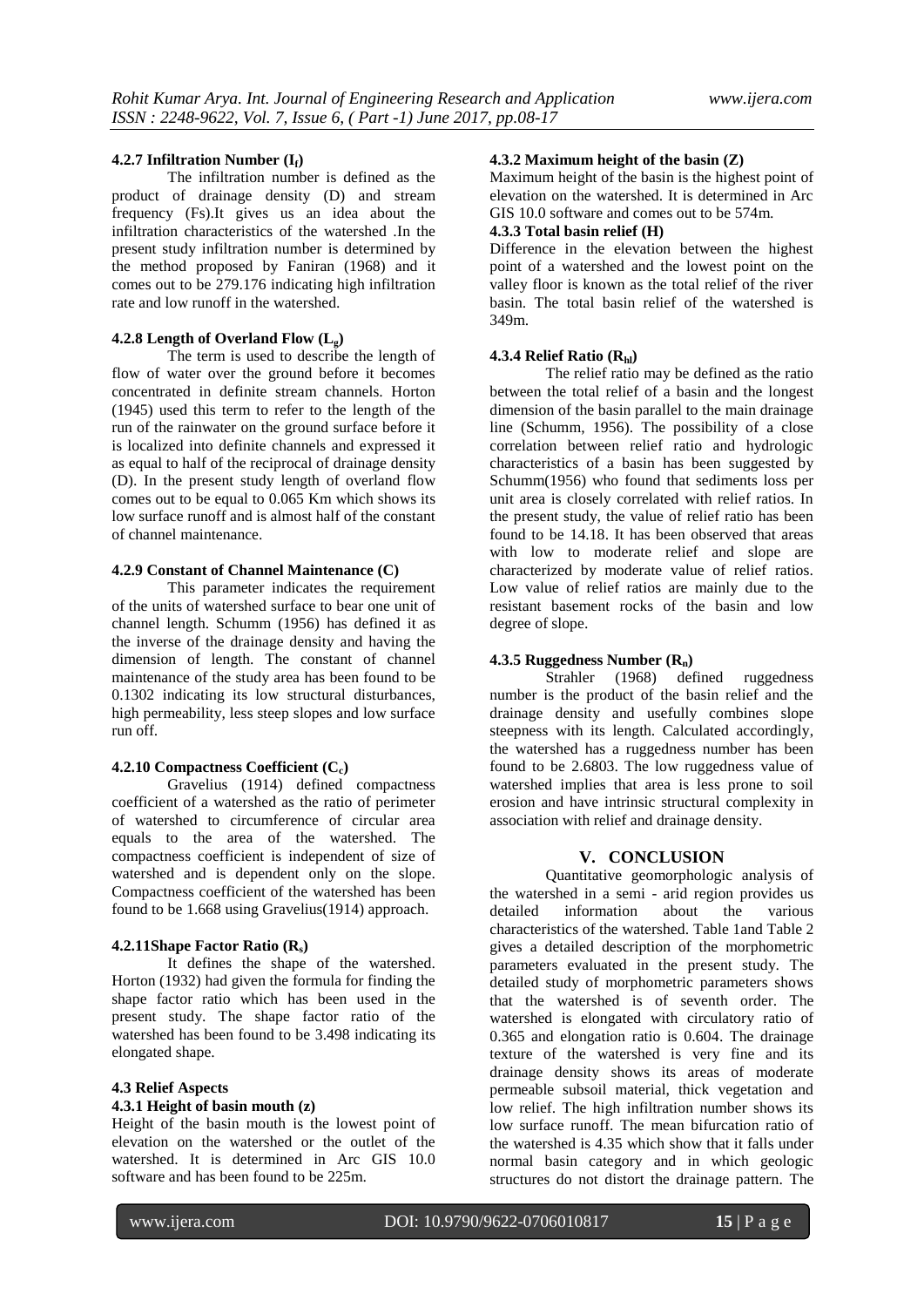#### 4.2.7 Infiltration Number ($I_f$)

The infiltration number is defined as the product of drainage density (D) and stream frequency (Fs).It gives us an idea about the infiltration characteristics of the watershed .In the present study infiltration number is determined by the method proposed by Faniran (1968) and it comes out to be 279.176 indicating high infiltration rate and low runoff in the watershed.

#### 4.2.8 Length of Overland Flow ($L_g$)

The term is used to describe the length of flow of water over the ground before it becomes concentrated in definite stream channels. Horton (1945) used this term to refer to the length of the run of the rainwater on the ground surface before it is localized into definite channels and expressed it as equal to half of the reciprocal of drainage density (D). In the present study length of overland flow comes out to be equal to 0.065 Km which shows its low surface runoff and is almost half of the constant of channel maintenance.

#### 4.2.9 Constant of Channel Maintenance (C)

This parameter indicates the requirement of the units of watershed surface to bear one unit of channel length. Schumm (1956) has defined it as the inverse of the drainage density and having the dimension of length. The constant of channel maintenance of the study area has been found to be 0.1302 indicating its low structural disturbances, high permeability, less steep slopes and low surface run off.

#### 4.2.10 Compactness Coefficient ($C_c$)

Gravelius (1914) defined compactness coefficient of a watershed as the ratio of perimeter of watershed to circumference of circular area equals to the area of the watershed. The compactness coefficient is independent of size of watershed and is dependent only on the slope. Compactness coefficient of the watershed has been found to be 1.668 using Gravelius(1914) approach.

#### 4.2.11Shape Factor Ratio ($R_s$)

It defines the shape of the watershed. Horton (1932) had given the formula for finding the shape factor ratio which has been used in the present study. The shape factor ratio of the watershed has been found to be 3.498 indicating its elongated shape.

### 4.3 Relief Aspects

#### 4.3.1 Height of basin mouth (z)

Height of the basin mouth is the lowest point of elevation on the watershed or the outlet of the watershed. It is determined in Arc GIS 10.0 software and has been found to be 225m.

#### 4.3.2 Maximum height of the basin (Z)

Maximum height of the basin is the highest point of elevation on the watershed. It is determined in Arc GIS 10.0 software and comes out to be 574m.

#### 4.3.3 Total basin relief (H)

Difference in the elevation between the highest point of a watershed and the lowest point on the valley floor is known as the total relief of the river basin. The total basin relief of the watershed is 349m.

#### 4.3.4 Relief Ratio ($R_{hl}$)

The relief ratio may be defined as the ratio between the total relief of a basin and the longest dimension of the basin parallel to the main drainage line (Schumm, 1956). The possibility of a close correlation between relief ratio and hydrologic characteristics of a basin has been suggested by Schumm(1956) who found that sediments loss per unit area is closely correlated with relief ratios. In the present study, the value of relief ratio has been found to be 14.18. It has been observed that areas with low to moderate relief and slope are characterized by moderate value of relief ratios. Low value of relief ratios are mainly due to the resistant basement rocks of the basin and low degree of slope.

#### 4.3.5 Ruggedness Number ($R_n$)

Strahler (1968) defined ruggedness number is the product of the basin relief and the drainage density and usefully combines slope steepness with its length. Calculated accordingly, the watershed has a ruggedness number has been found to be 2.6803. The low ruggedness value of watershed implies that area is less prone to soil erosion and have intrinsic structural complexity in association with relief and drainage density.

## V. CONCLUSION

Quantitative geomorphologic analysis of the watershed in a semi - arid region provides us detailed information about the various characteristics of the watershed. Table 1and Table 2 gives a detailed description of the morphometric parameters evaluated in the present study. The detailed study of morphometric parameters shows that the watershed is of seventh order. The watershed is elongated with circulatory ratio of 0.365 and elongation ratio is 0.604. The drainage texture of the watershed is very fine and its drainage density shows its areas of moderate permeable subsoil material, thick vegetation and low relief. The high infiltration number shows its low surface runoff. The mean bifurcation ratio of the watershed is 4.35 which show that it falls under normal basin category and in which geologic structures do not distort the drainage pattern. The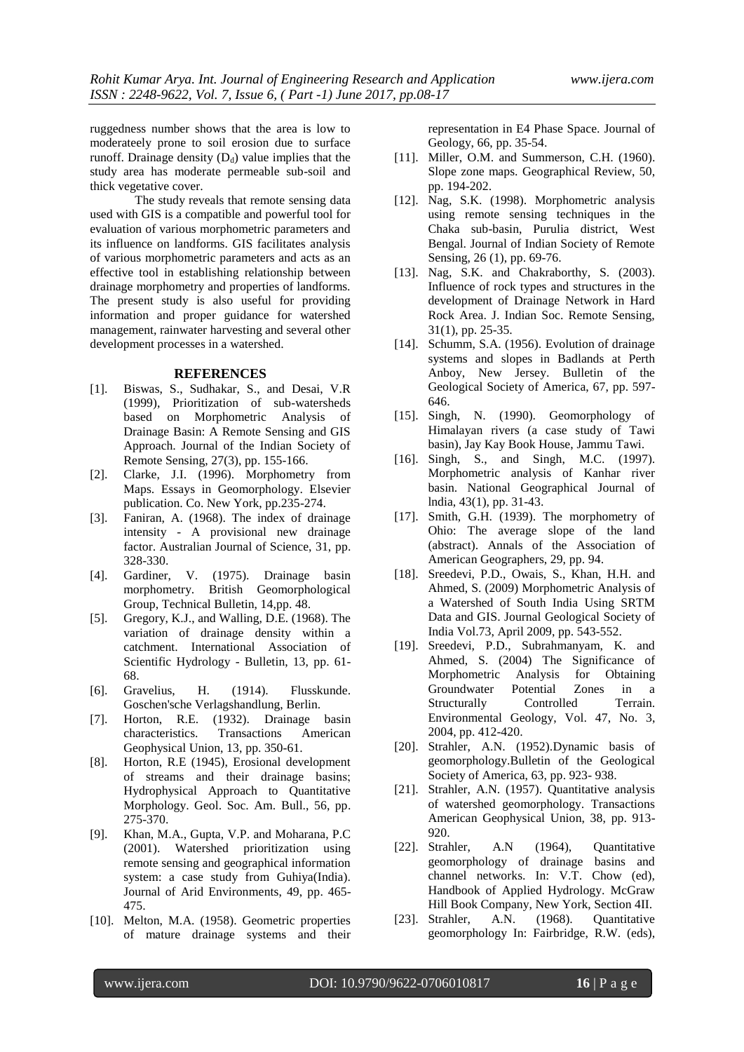ruggedness number shows that the area is low to moderateely prone to soil erosion due to surface runoff. Drainage density ($D_d$) value implies that the study area has moderate permeable sub-soil and thick vegetative cover.

The study reveals that remote sensing data used with GIS is a compatible and powerful tool for evaluation of various morphometric parameters and its influence on landforms. GIS facilitates analysis of various morphometric parameters and acts as an effective tool in establishing relationship between drainage morphometry and properties of landforms. The present study is also useful for providing information and proper guidance for watershed management, rainwater harvesting and several other development processes in a watershed.

## REFERENCES

- [1]. Biswas, S., Sudhakar, S., and Desai, V.R (1999), Prioritization of sub-watersheds based on Morphometric Analysis of Drainage Basin: A Remote Sensing and GIS Approach. Journal of the Indian Society of Remote Sensing, 27(3), pp. 155-166.
- [2]. Clarke, J.I. (1996). Morphometry from Maps. Essays in Geomorphology. Elsevier publication. Co. New York, pp.235-274.
- [3]. Faniran, A. (1968). The index of drainage intensity - A provisional new drainage factor. Australian Journal of Science, 31, pp. 328-330.
- [4]. Gardiner, V. (1975). Drainage basin morphometry. British Geomorphological Group, Technical Bulletin, 14,pp. 48.
- [5]. Gregory, K.J., and Walling, D.E. (1968). The variation of drainage density within a catchment. International Association of Scientific Hydrology - Bulletin, 13, pp. 61-68.
- [6]. Gravelius, H. (1914). Flusskunde. Goschen'sche Verlagshandlung, Berlin.
- [7]. Horton, R.E. (1932). Drainage basin characteristics. Transactions American Geophysical Union, 13, pp. 350-61.
- [8]. Horton, R.E (1945), Erosional development of streams and their drainage basins; Hydrophysical Approach to Quantitative Morphology. Geol. Soc. Am. Bull., 56, pp. 275-370.
- [9]. Khan, M.A., Gupta, V.P. and Moharana, P.C (2001). Watershed prioritization using remote sensing and geographical information system: a case study from Guhiya(India). Journal of Arid Environments, 49, pp. 465-475.
- [10]. Melton, M.A. (1958). Geometric properties of mature drainage systems and their representation in E4 Phase Space. Journal of Geology, 66, pp. 35-54.
- [11]. Miller, O.M. and Summerson, C.H. (1960). Slope zone maps. Geographical Review, 50, pp. 194-202.
- [12]. Nag, S.K. (1998). Morphometric analysis using remote sensing techniques in the Chaka sub-basin, Purulia district, West Bengal. Journal of Indian Society of Remote Sensing, 26 (1), pp. 69-76.
- [13]. Nag, S.K. and Chakraborthy, S. (2003). Influence of rock types and structures in the development of Drainage Network in Hard Rock Area. J. Indian Soc. Remote Sensing, 31(1), pp. 25-35.
- [14]. Schumm, S.A. (1956). Evolution of drainage systems and slopes in Badlands at Perth Anboy, New Jersey. Bulletin of the Geological Society of America, 67, pp. 597-646.
- [15]. Singh, N. (1990). Geomorphology of Himalayan rivers (a case study of Tawi basin), Jay Kay Book House, Jammu Tawi.
- [16]. Singh, S., and Singh, M.C. (1997). Morphometric analysis of Kanhar river basin. National Geographical Journal of lndia, 43(1), pp. 31-43.
- [17]. Smith, G.H. (1939). The morphometry of Ohio: The average slope of the land (abstract). Annals of the Association of American Geographers, 29, pp. 94.
- [18]. Sreedevi, P.D., Owais, S., Khan, H.H. and Ahmed, S. (2009) Morphometric Analysis of a Watershed of South India Using SRTM Data and GIS. Journal Geological Society of India Vol.73, April 2009, pp. 543-552.
- [19]. Sreedevi, P.D., Subrahmanyam, K. and Ahmed, S. (2004) The Significance of Morphometric Analysis for Obtaining Groundwater Potential Zones in a Structurally Controlled Terrain. Environmental Geology, Vol. 47, No. 3, 2004, pp. 412-420.
- [20]. Strahler, A.N. (1952).Dynamic basis of geomorphology.Bulletin of the Geological Society of America, 63, pp. 923- 938.
- [21]. Strahler, A.N. (1957). Quantitative analysis of watershed geomorphology. Transactions American Geophysical Union, 38, pp. 913-920.
- [22]. Strahler, A.N (1964), Quantitative geomorphology of drainage basins and channel networks. In: V.T. Chow (ed), Handbook of Applied Hydrology. McGraw Hill Book Company, New York, Section 4II.
- [23]. Strahler, A.N. (1968). Quantitative geomorphology In: Fairbridge, R.W. (eds),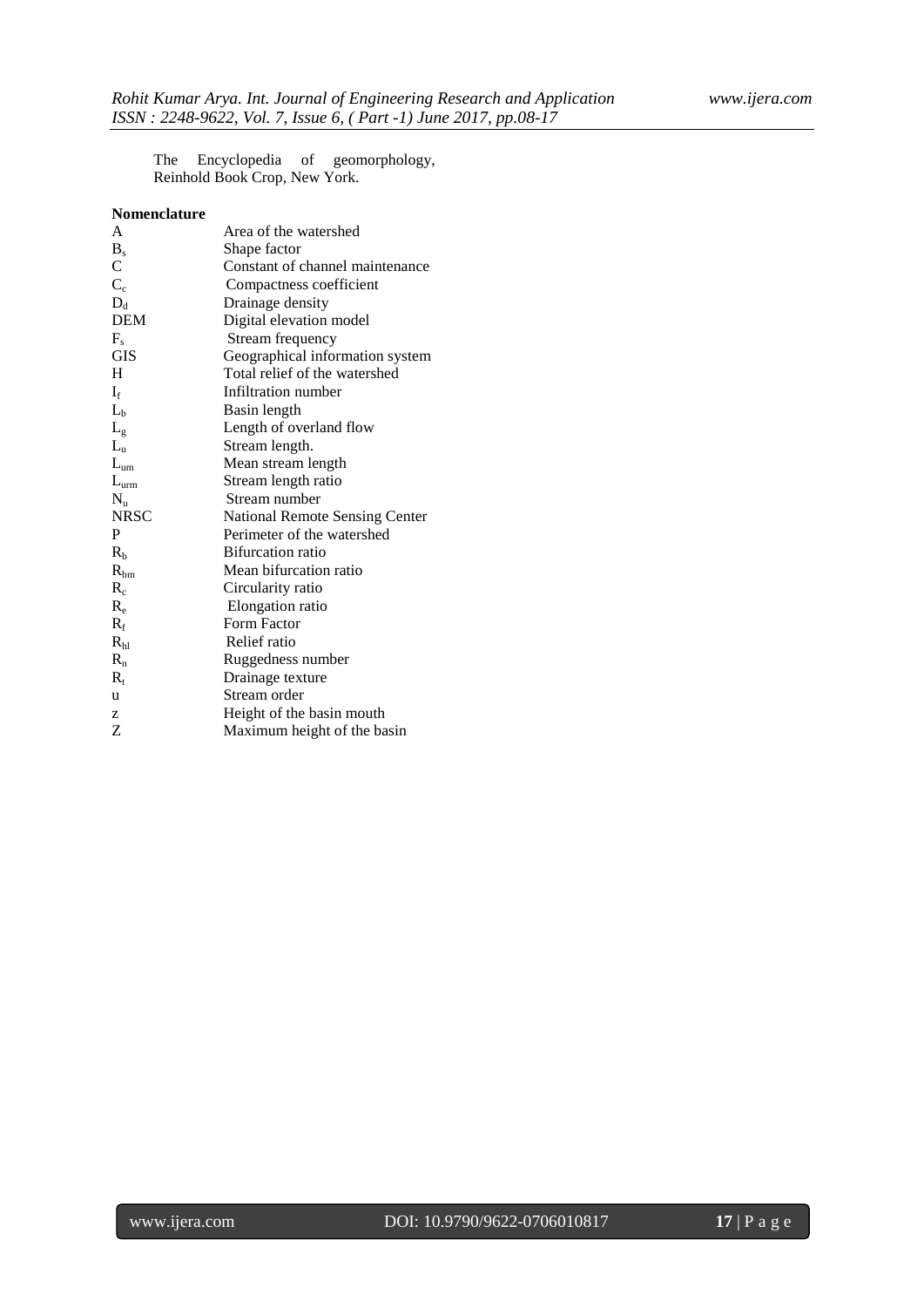The Encyclopedia of geomorphology, Reinhold Book Crop, New York.

**Nomenclature**

| | |
|---|---|
| A | Area of the watershed |
| $B_s$ | Shape factor |
| C | Constant of channel maintenance |
| $C_c$ | Compactness coefficient |
| $D_d$ | Drainage density |
| DEM | Digital elevation model |
| $F_s$ | Stream frequency |
| GIS | Geographical information system |
| H | Total relief of the watershed |
| $I_f$ | Infiltration number |
| $L_b$ | Basin length |
| $L_g$ | Length of overland flow |
| $L_u$ | Stream length. |
| $L_{um}$ | Mean stream length |
| $L_{urm}$ | Stream length ratio |
| $N_u$ | Stream number |
| NRSC | National Remote Sensing Center |
| P | Perimeter of the watershed |
| $R_b$ | Bifurcation ratio |
| $R_{bm}$ | Mean bifurcation ratio |
| $R_c$ | Circularity ratio |
| $R_e$ | Elongation ratio |
| $R_f$ | Form Factor |
| $R_{hl}$ | Relief ratio |
| $R_n$ | Ruggedness number |
| $R_t$ | Drainage texture |
| u | Stream order |
| z | Height of the basin mouth |
| Z | Maximum height of the basin |